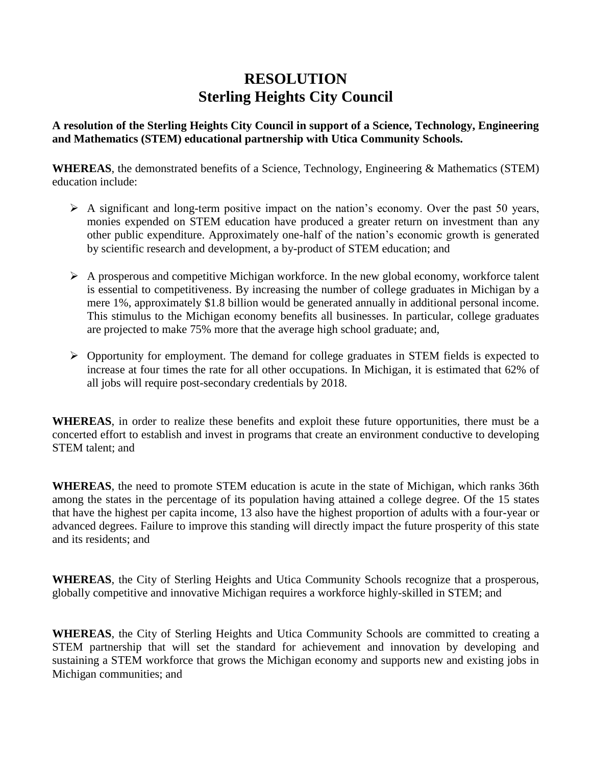# RESOLUTION
# Sterling Heights City Council

**A resolution of the Sterling Heights City Council in support of a Science, Technology, Engineering and Mathematics (STEM) educational partnership with Utica Community Schools.**

**WHEREAS**, the demonstrated benefits of a Science, Technology, Engineering & Mathematics (STEM) education include:

- A significant and long-term positive impact on the nation's economy. Over the past 50 years, monies expended on STEM education have produced a greater return on investment than any other public expenditure. Approximately one-half of the nation's economic growth is generated by scientific research and development, a by-product of STEM education; and

- A prosperous and competitive Michigan workforce. In the new global economy, workforce talent is essential to competitiveness. By increasing the number of college graduates in Michigan by a mere 1%, approximately $1.8 billion would be generated annually in additional personal income. This stimulus to the Michigan economy benefits all businesses. In particular, college graduates are projected to make 75% more that the average high school graduate; and,

- Opportunity for employment. The demand for college graduates in STEM fields is expected to increase at four times the rate for all other occupations. In Michigan, it is estimated that 62% of all jobs will require post-secondary credentials by 2018.

**WHEREAS**, in order to realize these benefits and exploit these future opportunities, there must be a concerted effort to establish and invest in programs that create an environment conductive to developing STEM talent; and

**WHEREAS**, the need to promote STEM education is acute in the state of Michigan, which ranks 36th among the states in the percentage of its population having attained a college degree. Of the 15 states that have the highest per capita income, 13 also have the highest proportion of adults with a four-year or advanced degrees. Failure to improve this standing will directly impact the future prosperity of this state and its residents; and

**WHEREAS**, the City of Sterling Heights and Utica Community Schools recognize that a prosperous, globally competitive and innovative Michigan requires a workforce highly-skilled in STEM; and

**WHEREAS**, the City of Sterling Heights and Utica Community Schools are committed to creating a STEM partnership that will set the standard for achievement and innovation by developing and sustaining a STEM workforce that grows the Michigan economy and supports new and existing jobs in Michigan communities; and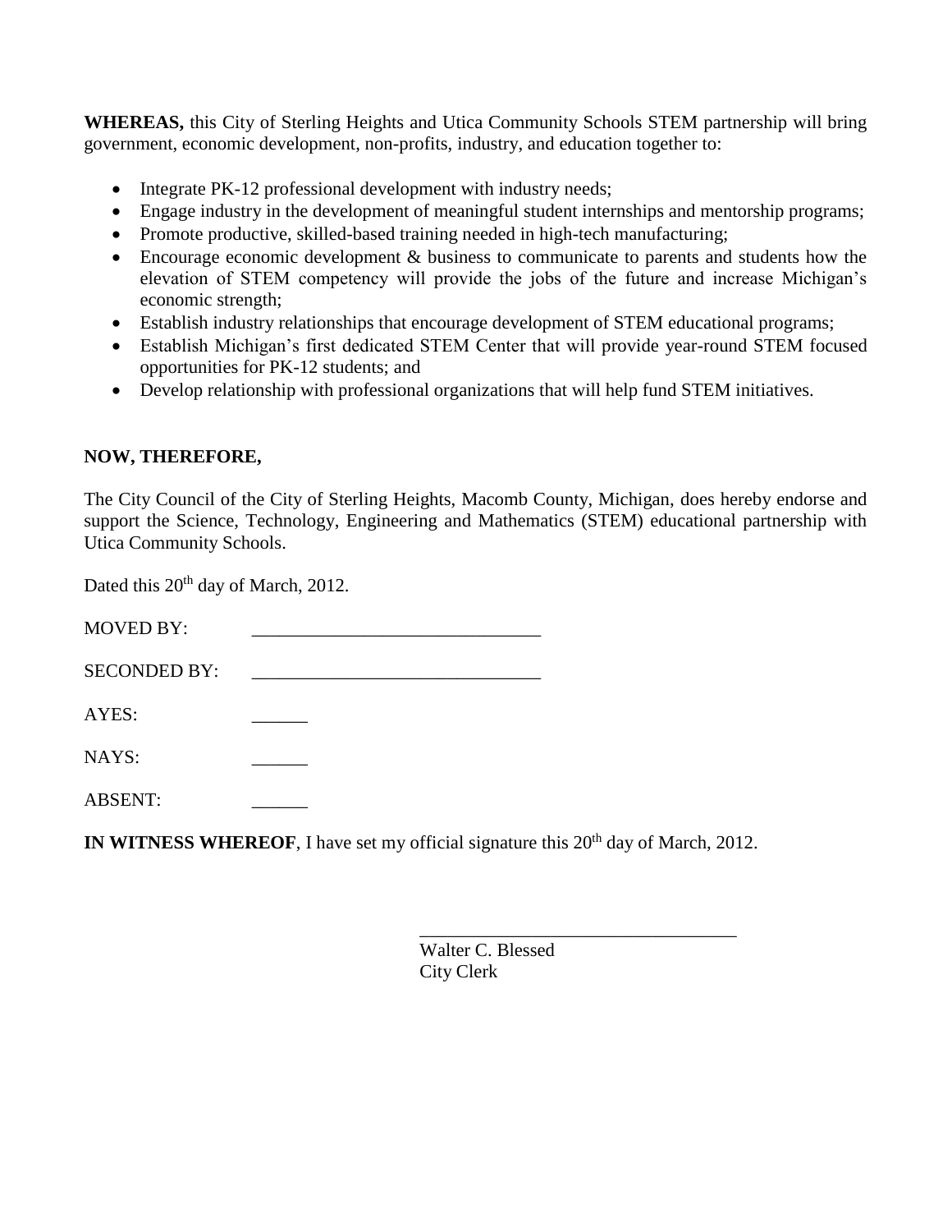**WHEREAS,** this City of Sterling Heights and Utica Community Schools STEM partnership will bring government, economic development, non-profits, industry, and education together to:

- Integrate PK-12 professional development with industry needs;
- Engage industry in the development of meaningful student internships and mentorship programs;
- Promote productive, skilled-based training needed in high-tech manufacturing;
- Encourage economic development & business to communicate to parents and students how the elevation of STEM competency will provide the jobs of the future and increase Michigan's economic strength;
- Establish industry relationships that encourage development of STEM educational programs;
- Establish Michigan's first dedicated STEM Center that will provide year-round STEM focused opportunities for PK-12 students; and
- Develop relationship with professional organizations that will help fund STEM initiatives.

**NOW, THEREFORE,**

The City Council of the City of Sterling Heights, Macomb County, Michigan, does hereby endorse and support the Science, Technology, Engineering and Mathematics (STEM) educational partnership with Utica Community Schools.

Dated this 20th day of March, 2012.

MOVED BY: _______________________________

SECONDED BY: _______________________________

AYES: ______

NAYS: ______

ABSENT: ______

**IN WITNESS WHEREOF**, I have set my official signature this 20th day of March, 2012.

___________________________________

Walter C. Blessed
City Clerk